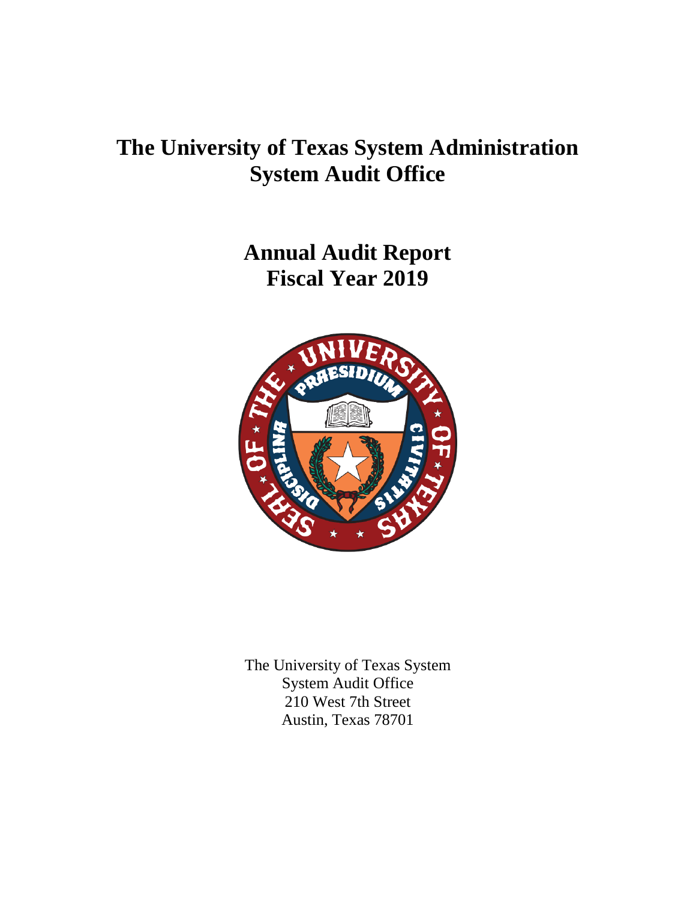# The University of Texas System Administration System Audit Office

# Annual Audit Report Fiscal Year 2019

The University of Texas System
System Audit Office
210 West 7th Street
Austin, Texas 78701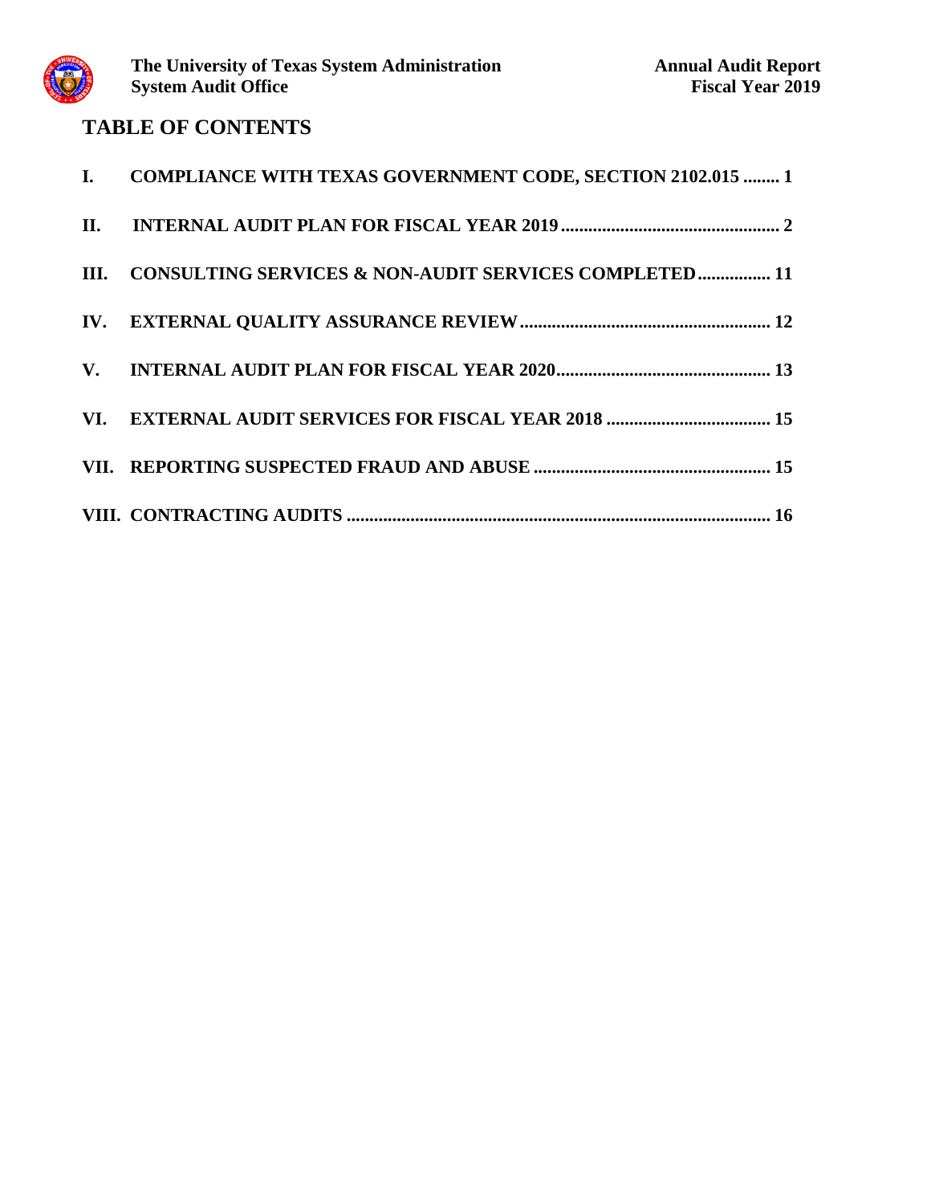# TABLE OF CONTENTS

| | | |
|---|---|---|
| I. | COMPLIANCE WITH TEXAS GOVERNMENT CODE, SECTION 2102.015 | 1 |
| II. | INTERNAL AUDIT PLAN FOR FISCAL YEAR 2019 | 2 |
| III. | CONSULTING SERVICES & NON-AUDIT SERVICES COMPLETED | 11 |
| IV. | EXTERNAL QUALITY ASSURANCE REVIEW | 12 |
| V. | INTERNAL AUDIT PLAN FOR FISCAL YEAR 2020 | 13 |
| VI. | EXTERNAL AUDIT SERVICES FOR FISCAL YEAR 2018 | 15 |
| VII. | REPORTING SUSPECTED FRAUD AND ABUSE | 15 |
| VIII. | CONTRACTING AUDITS | 16 |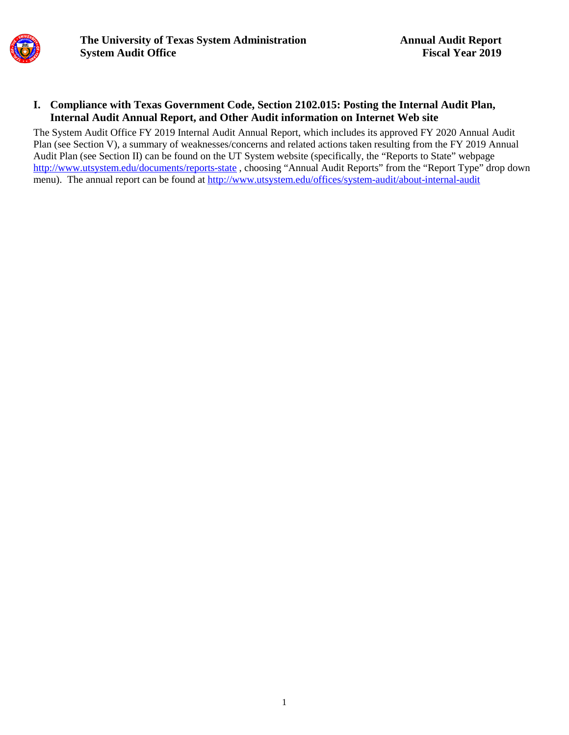## I. Compliance with Texas Government Code, Section 2102.015: Posting the Internal Audit Plan, Internal Audit Annual Report, and Other Audit information on Internet Web site

The System Audit Office FY 2019 Internal Audit Annual Report, which includes its approved FY 2020 Annual Audit Plan (see Section V), a summary of weaknesses/concerns and related actions taken resulting from the FY 2019 Annual Audit Plan (see Section II) can be found on the UT System website (specifically, the "Reports to State" webpage http://www.utsystem.edu/documents/reports-state , choosing "Annual Audit Reports" from the "Report Type" drop down menu). The annual report can be found at http://www.utsystem.edu/offices/system-audit/about-internal-audit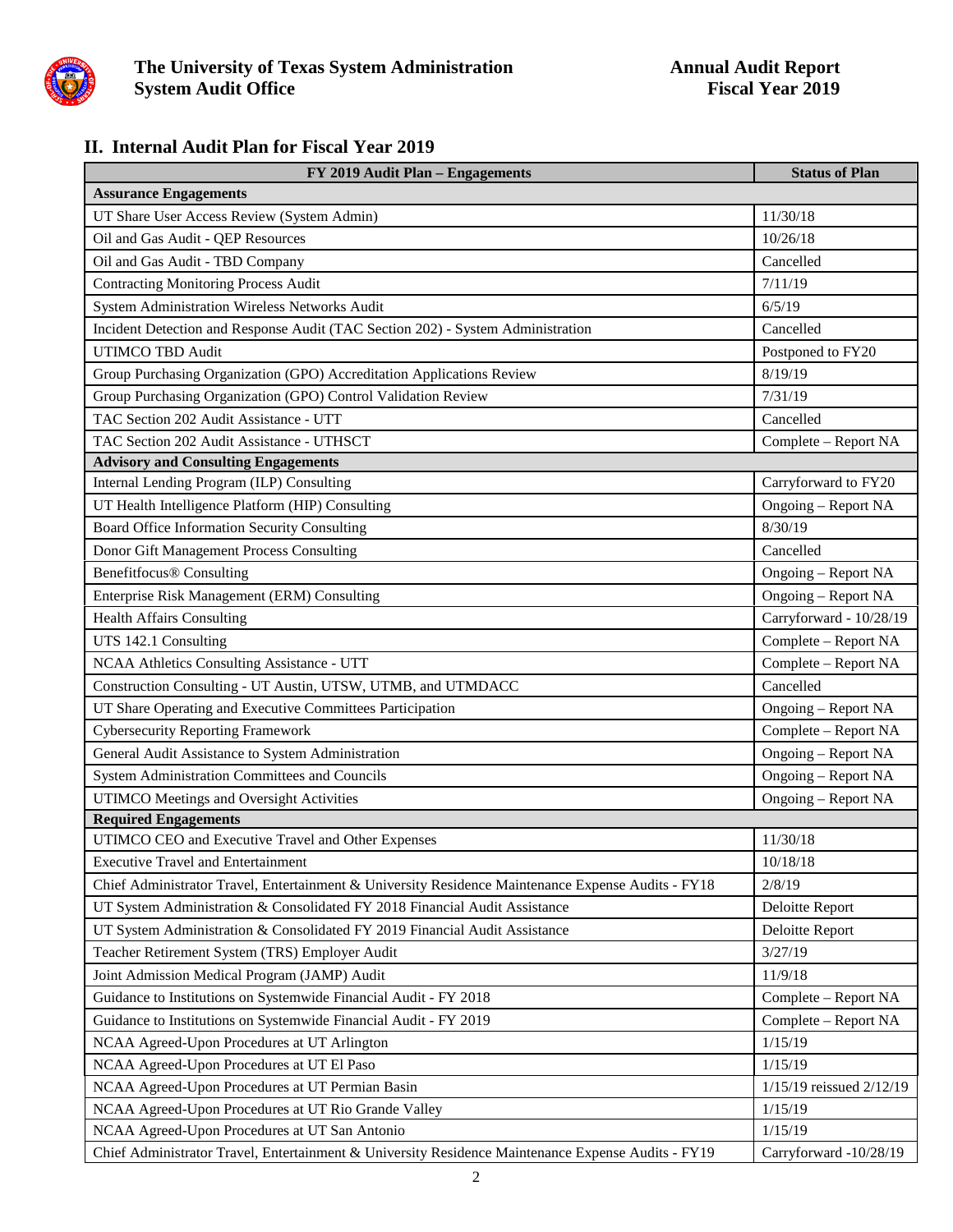## II. Internal Audit Plan for Fiscal Year 2019

| FY 2019 Audit Plan – Engagements | Status of Plan |
|---|---|
| **Assurance Engagements** | |
| UT Share User Access Review (System Admin) | 11/30/18 |
| Oil and Gas Audit - QEP Resources | 10/26/18 |
| Oil and Gas Audit - TBD Company | Cancelled |
| Contracting Monitoring Process Audit | 7/11/19 |
| System Administration Wireless Networks Audit | 6/5/19 |
| Incident Detection and Response Audit (TAC Section 202) - System Administration | Cancelled |
| UTIMCO TBD Audit | Postponed to FY20 |
| Group Purchasing Organization (GPO) Accreditation Applications Review | 8/19/19 |
| Group Purchasing Organization (GPO) Control Validation Review | 7/31/19 |
| TAC Section 202 Audit Assistance - UTT | Cancelled |
| TAC Section 202 Audit Assistance - UTHSCT | Complete – Report NA |
| **Advisory and Consulting Engagements** | |
| Internal Lending Program (ILP) Consulting | Carryforward to FY20 |
| UT Health Intelligence Platform (HIP) Consulting | Ongoing – Report NA |
| Board Office Information Security Consulting | 8/30/19 |
| Donor Gift Management Process Consulting | Cancelled |
| Benefitfocus® Consulting | Ongoing – Report NA |
| Enterprise Risk Management (ERM) Consulting | Ongoing – Report NA |
| Health Affairs Consulting | Carryforward - 10/28/19 |
| UTS 142.1 Consulting | Complete – Report NA |
| NCAA Athletics Consulting Assistance - UTT | Complete – Report NA |
| Construction Consulting - UT Austin, UTSW, UTMB, and UTMDACC | Cancelled |
| UT Share Operating and Executive Committees Participation | Ongoing – Report NA |
| Cybersecurity Reporting Framework | Complete – Report NA |
| General Audit Assistance to System Administration | Ongoing – Report NA |
| System Administration Committees and Councils | Ongoing – Report NA |
| UTIMCO Meetings and Oversight Activities | Ongoing – Report NA |
| **Required Engagements** | |
| UTIMCO CEO and Executive Travel and Other Expenses | 11/30/18 |
| Executive Travel and Entertainment | 10/18/18 |
| Chief Administrator Travel, Entertainment & University Residence Maintenance Expense Audits - FY18 | 2/8/19 |
| UT System Administration & Consolidated FY 2018 Financial Audit Assistance | Deloitte Report |
| UT System Administration & Consolidated FY 2019 Financial Audit Assistance | Deloitte Report |
| Teacher Retirement System (TRS) Employer Audit | 3/27/19 |
| Joint Admission Medical Program (JAMP) Audit | 11/9/18 |
| Guidance to Institutions on Systemwide Financial Audit - FY 2018 | Complete – Report NA |
| Guidance to Institutions on Systemwide Financial Audit - FY 2019 | Complete – Report NA |
| NCAA Agreed-Upon Procedures at UT Arlington | 1/15/19 |
| NCAA Agreed-Upon Procedures at UT El Paso | 1/15/19 |
| NCAA Agreed-Upon Procedures at UT Permian Basin | 1/15/19 reissued 2/12/19 |
| NCAA Agreed-Upon Procedures at UT Rio Grande Valley | 1/15/19 |
| NCAA Agreed-Upon Procedures at UT San Antonio | 1/15/19 |
| Chief Administrator Travel, Entertainment & University Residence Maintenance Expense Audits - FY19 | Carryforward -10/28/19 |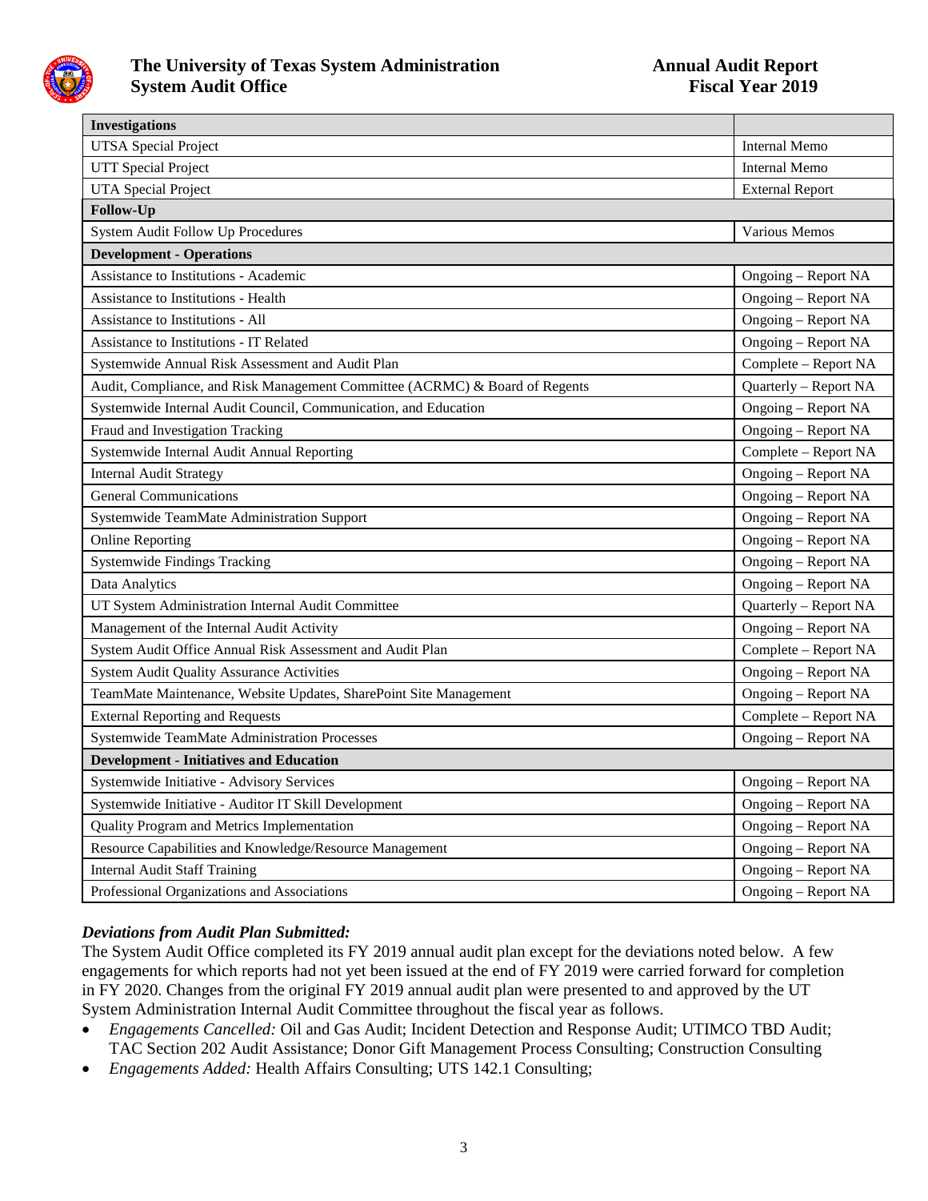| Investigations | |
|---|---|
| UTSA Special Project | Internal Memo |
| UTT Special Project | Internal Memo |
| UTA Special Project | External Report |
| **Follow-Up** | |
| System Audit Follow Up Procedures | Various Memos |
| **Development - Operations** | |
| Assistance to Institutions - Academic | Ongoing – Report NA |
| Assistance to Institutions - Health | Ongoing – Report NA |
| Assistance to Institutions - All | Ongoing – Report NA |
| Assistance to Institutions - IT Related | Ongoing – Report NA |
| Systemwide Annual Risk Assessment and Audit Plan | Complete – Report NA |
| Audit, Compliance, and Risk Management Committee (ACRMC) & Board of Regents | Quarterly – Report NA |
| Systemwide Internal Audit Council, Communication, and Education | Ongoing – Report NA |
| Fraud and Investigation Tracking | Ongoing – Report NA |
| Systemwide Internal Audit Annual Reporting | Complete – Report NA |
| Internal Audit Strategy | Ongoing – Report NA |
| General Communications | Ongoing – Report NA |
| Systemwide TeamMate Administration Support | Ongoing – Report NA |
| Online Reporting | Ongoing – Report NA |
| Systemwide Findings Tracking | Ongoing – Report NA |
| Data Analytics | Ongoing – Report NA |
| UT System Administration Internal Audit Committee | Quarterly – Report NA |
| Management of the Internal Audit Activity | Ongoing – Report NA |
| System Audit Office Annual Risk Assessment and Audit Plan | Complete – Report NA |
| System Audit Quality Assurance Activities | Ongoing – Report NA |
| TeamMate Maintenance, Website Updates, SharePoint Site Management | Ongoing – Report NA |
| External Reporting and Requests | Complete – Report NA |
| Systemwide TeamMate Administration Processes | Ongoing – Report NA |
| **Development - Initiatives and Education** | |
| Systemwide Initiative - Advisory Services | Ongoing – Report NA |
| Systemwide Initiative - Auditor IT Skill Development | Ongoing – Report NA |
| Quality Program and Metrics Implementation | Ongoing – Report NA |
| Resource Capabilities and Knowledge/Resource Management | Ongoing – Report NA |
| Internal Audit Staff Training | Ongoing – Report NA |
| Professional Organizations and Associations | Ongoing – Report NA |

***Deviations from Audit Plan Submitted:***

The System Audit Office completed its FY 2019 annual audit plan except for the deviations noted below. A few engagements for which reports had not yet been issued at the end of FY 2019 were carried forward for completion in FY 2020. Changes from the original FY 2019 annual audit plan were presented to and approved by the UT System Administration Internal Audit Committee throughout the fiscal year as follows.

- *Engagements Cancelled:* Oil and Gas Audit; Incident Detection and Response Audit; UTIMCO TBD Audit; TAC Section 202 Audit Assistance; Donor Gift Management Process Consulting; Construction Consulting
- *Engagements Added:* Health Affairs Consulting; UTS 142.1 Consulting;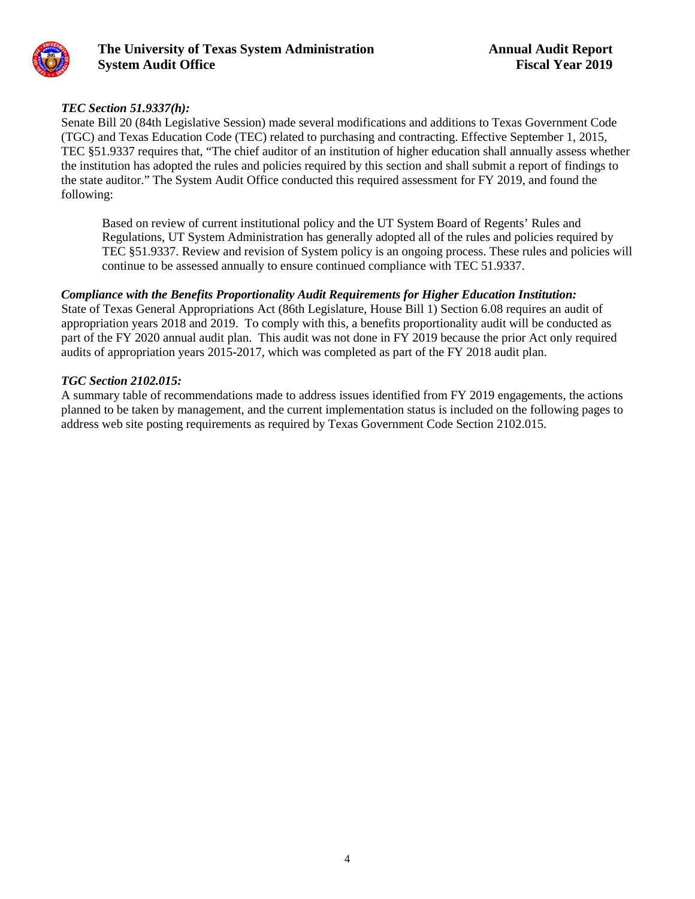***TEC Section 51.9337(h):***

Senate Bill 20 (84th Legislative Session) made several modifications and additions to Texas Government Code (TGC) and Texas Education Code (TEC) related to purchasing and contracting. Effective September 1, 2015, TEC §51.9337 requires that, "The chief auditor of an institution of higher education shall annually assess whether the institution has adopted the rules and policies required by this section and shall submit a report of findings to the state auditor." The System Audit Office conducted this required assessment for FY 2019, and found the following:

> Based on review of current institutional policy and the UT System Board of Regents' Rules and Regulations, UT System Administration has generally adopted all of the rules and policies required by TEC §51.9337. Review and revision of System policy is an ongoing process. These rules and policies will continue to be assessed annually to ensure continued compliance with TEC 51.9337.

***Compliance with the Benefits Proportionality Audit Requirements for Higher Education Institution:***

State of Texas General Appropriations Act (86th Legislature, House Bill 1) Section 6.08 requires an audit of appropriation years 2018 and 2019. To comply with this, a benefits proportionality audit will be conducted as part of the FY 2020 annual audit plan. This audit was not done in FY 2019 because the prior Act only required audits of appropriation years 2015-2017, which was completed as part of the FY 2018 audit plan.

***TGC Section 2102.015:***

A summary table of recommendations made to address issues identified from FY 2019 engagements, the actions planned to be taken by management, and the current implementation status is included on the following pages to address web site posting requirements as required by Texas Government Code Section 2102.015.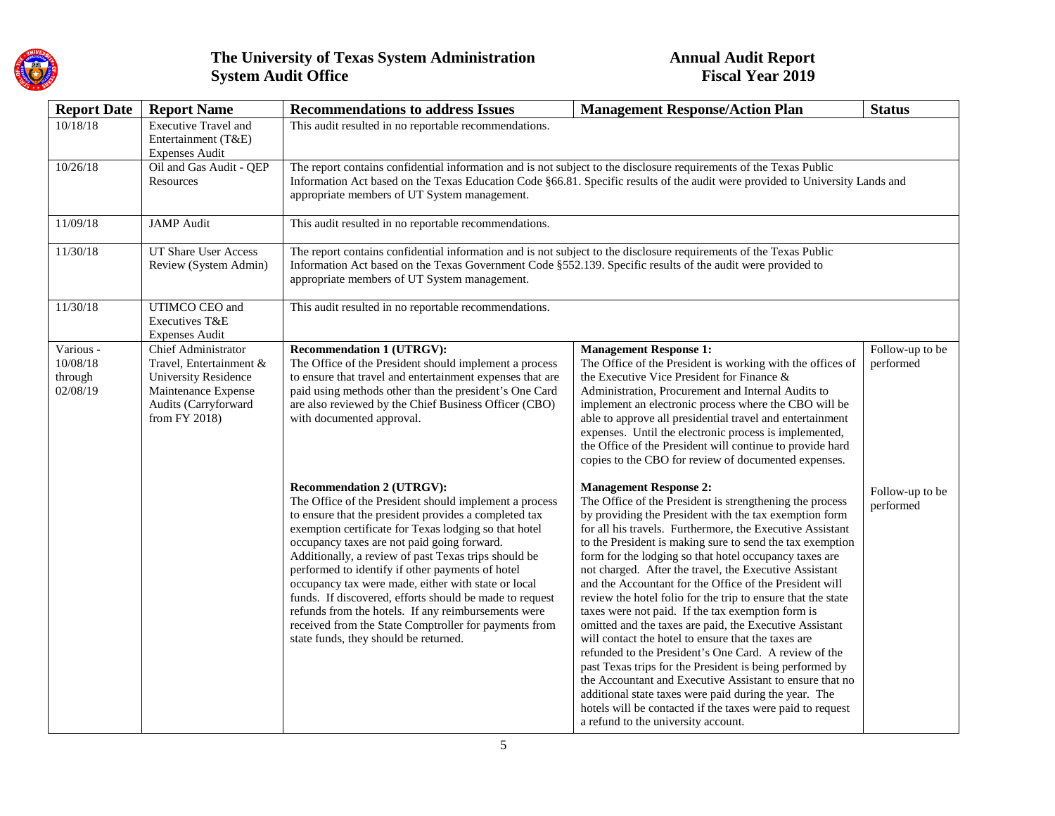| Report Date | Report Name | Recommendations to address Issues | Management Response/Action Plan | Status |
|---|---|---|---|---|
| 10/18/18 | Executive Travel and Entertainment (T&E) Expenses Audit | This audit resulted in no reportable recommendations. | | |
| 10/26/18 | Oil and Gas Audit - QEP Resources | The report contains confidential information and is not subject to the disclosure requirements of the Texas Public Information Act based on the Texas Education Code §66.81. Specific results of the audit were provided to University Lands and appropriate members of UT System management. | | |
| 11/09/18 | JAMP Audit | This audit resulted in no reportable recommendations. | | |
| 11/30/18 | UT Share User Access Review (System Admin) | The report contains confidential information and is not subject to the disclosure requirements of the Texas Public Information Act based on the Texas Government Code §552.139. Specific results of the audit were provided to appropriate members of UT System management. | | |
| 11/30/18 | UTIMCO CEO and Executives T&E Expenses Audit | This audit resulted in no reportable recommendations. | | |
| Various - 10/08/18 through 02/08/19 | Chief Administrator Travel, Entertainment & University Residence Maintenance Expense Audits (Carryforward from FY 2018) | **Recommendation 1 (UTRGV):** The Office of the President should implement a process to ensure that travel and entertainment expenses that are paid using methods other than the president's One Card are also reviewed by the Chief Business Officer (CBO) with documented approval. | **Management Response 1:** The Office of the President is working with the offices of the Executive Vice President for Finance & Administration, Procurement and Internal Audits to implement an electronic process where the CBO will be able to approve all presidential travel and entertainment expenses. Until the electronic process is implemented, the Office of the President will continue to provide hard copies to the CBO for review of documented expenses. | Follow-up to be performed |
| | | **Recommendation 2 (UTRGV):** The Office of the President should implement a process to ensure that the president provides a completed tax exemption certificate for Texas lodging so that hotel occupancy taxes are not paid going forward. Additionally, a review of past Texas trips should be performed to identify if other payments of hotel occupancy tax were made, either with state or local funds. If discovered, efforts should be made to request refunds from the hotels. If any reimbursements were received from the State Comptroller for payments from state funds, they should be returned. | **Management Response 2:** The Office of the President is strengthening the process by providing the President with the tax exemption form for all his travels. Furthermore, the Executive Assistant to the President is making sure to send the tax exemption form for the lodging so that hotel occupancy taxes are not charged. After the travel, the Executive Assistant and the Accountant for the Office of the President will review the hotel folio for the trip to ensure that the state taxes were not paid. If the tax exemption form is omitted and the taxes are paid, the Executive Assistant will contact the hotel to ensure that the taxes are refunded to the President's One Card. A review of the past Texas trips for the President is being performed by the Accountant and Executive Assistant to ensure that no additional state taxes were paid during the year. The hotels will be contacted if the taxes were paid to request a refund to the university account. | Follow-up to be performed |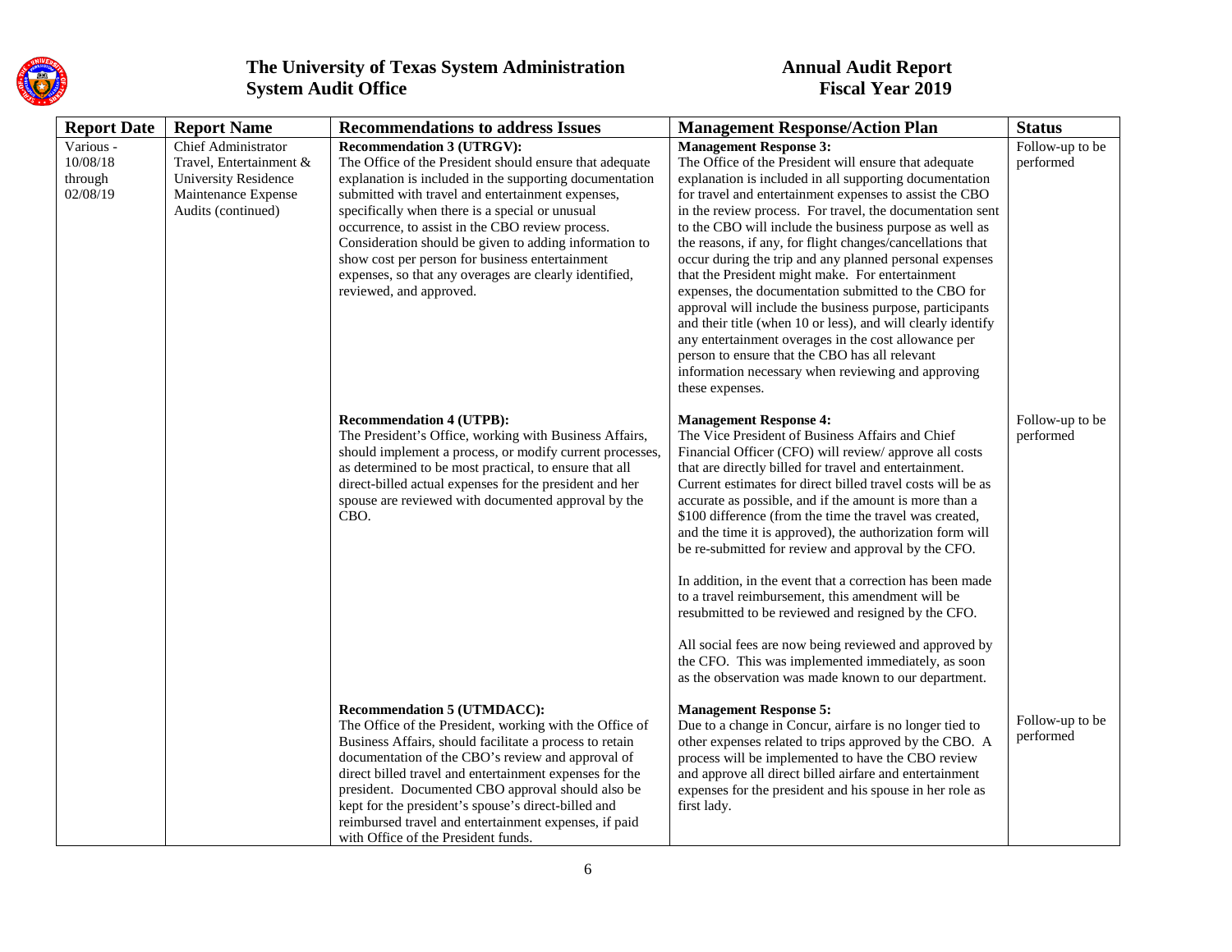| Report Date | Report Name | Recommendations to address Issues | Management Response/Action Plan | Status |
|---|---|---|---|---|
| Various - 10/08/18 through 02/08/19 | Chief Administrator Travel, Entertainment & University Residence Maintenance Expense Audits (continued) | **Recommendation 3 (UTRGV):**<br>The Office of the President should ensure that adequate explanation is included in the supporting documentation submitted with travel and entertainment expenses, specifically when there is a special or unusual occurrence, to assist in the CBO review process. Consideration should be given to adding information to show cost per person for business entertainment expenses, so that any overages are clearly identified, reviewed, and approved. | **Management Response 3:**<br>The Office of the President will ensure that adequate explanation is included in all supporting documentation for travel and entertainment expenses to assist the CBO in the review process. For travel, the documentation sent to the CBO will include the business purpose as well as the reasons, if any, for flight changes/cancellations that occur during the trip and any planned personal expenses that the President might make. For entertainment expenses, the documentation submitted to the CBO for approval will include the business purpose, participants and their title (when 10 or less), and will clearly identify any entertainment overages in the cost allowance per person to ensure that the CBO has all relevant information necessary when reviewing and approving these expenses. | Follow-up to be performed |
| | | **Recommendation 4 (UTPB):**<br>The President's Office, working with Business Affairs, should implement a process, or modify current processes, as determined to be most practical, to ensure that all direct-billed actual expenses for the president and her spouse are reviewed with documented approval by the CBO. | **Management Response 4:**<br>The Vice President of Business Affairs and Chief Financial Officer (CFO) will review/ approve all costs that are directly billed for travel and entertainment. Current estimates for direct billed travel costs will be as accurate as possible, and if the amount is more than a $100 difference (from the time the travel was created, and the time it is approved), the authorization form will be re-submitted for review and approval by the CFO.<br><br>In addition, in the event that a correction has been made to a travel reimbursement, this amendment will be resubmitted to be reviewed and resigned by the CFO.<br><br>All social fees are now being reviewed and approved by the CFO. This was implemented immediately, as soon as the observation was made known to our department. | Follow-up to be performed |
| | | **Recommendation 5 (UTMDACC):**<br>The Office of the President, working with the Office of Business Affairs, should facilitate a process to retain documentation of the CBO's review and approval of direct billed travel and entertainment expenses for the president. Documented CBO approval should also be kept for the president's spouse's direct-billed and reimbursed travel and entertainment expenses, if paid with Office of the President funds. | **Management Response 5:**<br>Due to a change in Concur, airfare is no longer tied to other expenses related to trips approved by the CBO. A process will be implemented to have the CBO review and approve all direct billed airfare and entertainment expenses for the president and his spouse in her role as first lady. | Follow-up to be performed |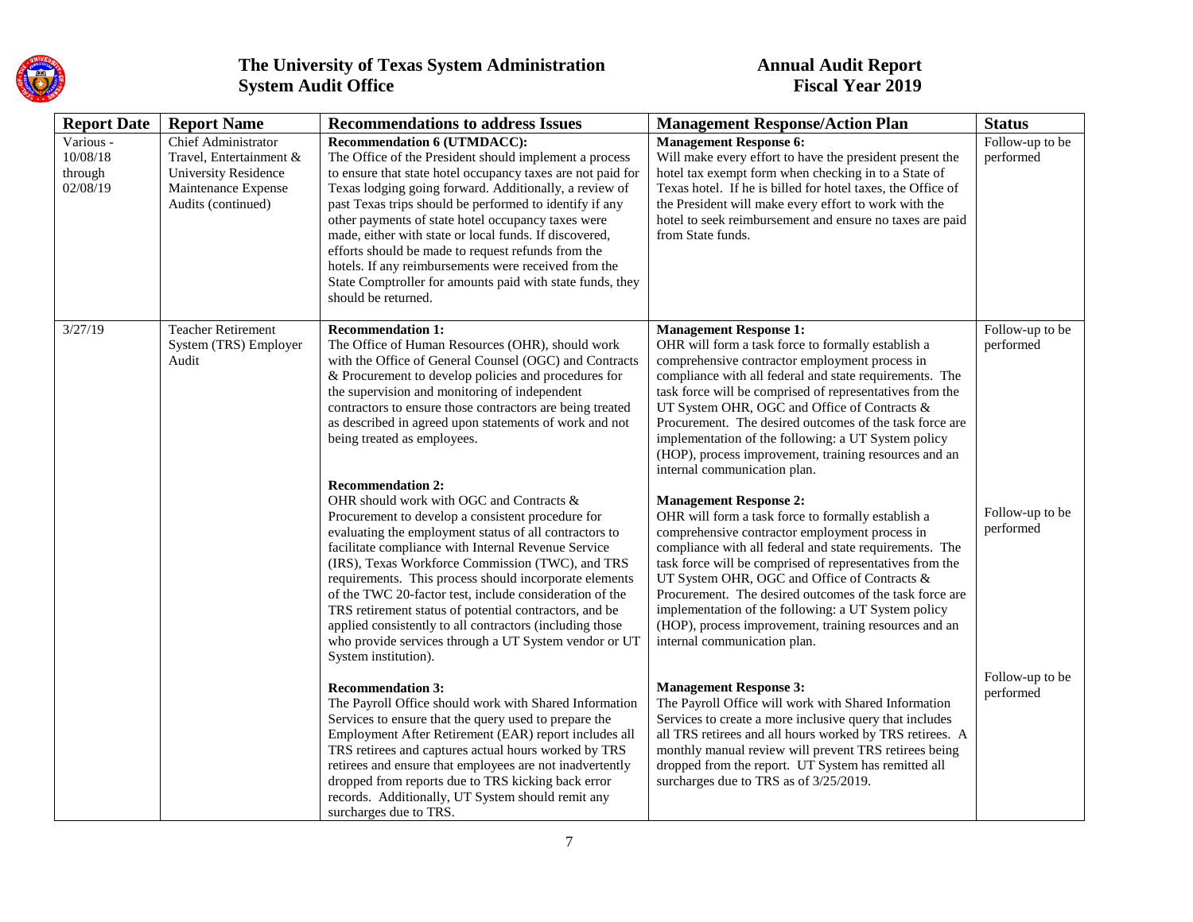| Report Date | Report Name | Recommendations to address Issues | Management Response/Action Plan | Status |
|---|---|---|---|---|
| Various - 10/08/18 through 02/08/19 | Chief Administrator Travel, Entertainment & University Residence Maintenance Expense Audits (continued) | **Recommendation 6 (UTMDACC):** The Office of the President should implement a process to ensure that state hotel occupancy taxes are not paid for Texas lodging going forward. Additionally, a review of past Texas trips should be performed to identify if any other payments of state hotel occupancy taxes were made, either with state or local funds. If discovered, efforts should be made to request refunds from the hotels. If any reimbursements were received from the State Comptroller for amounts paid with state funds, they should be returned. | **Management Response 6:** Will make every effort to have the president present the hotel tax exempt form when checking in to a State of Texas hotel. If he is billed for hotel taxes, the Office of the President will make every effort to work with the hotel to seek reimbursement and ensure no taxes are paid from State funds. | Follow-up to be performed |
| 3/27/19 | Teacher Retirement System (TRS) Employer Audit | **Recommendation 1:** The Office of Human Resources (OHR), should work with the Office of General Counsel (OGC) and Contracts & Procurement to develop policies and procedures for the supervision and monitoring of independent contractors to ensure those contractors are being treated as described in agreed upon statements of work and not being treated as employees. | **Management Response 1:** OHR will form a task force to formally establish a comprehensive contractor employment process in compliance with all federal and state requirements. The task force will be comprised of representatives from the UT System OHR, OGC and Office of Contracts & Procurement. The desired outcomes of the task force are implementation of the following: a UT System policy (HOP), process improvement, training resources and an internal communication plan. | Follow-up to be performed |
| | | **Recommendation 2:** OHR should work with OGC and Contracts & Procurement to develop a consistent procedure for evaluating the employment status of all contractors to facilitate compliance with Internal Revenue Service (IRS), Texas Workforce Commission (TWC), and TRS requirements. This process should incorporate elements of the TWC 20-factor test, include consideration of the TRS retirement status of potential contractors, and be applied consistently to all contractors (including those who provide services through a UT System vendor or UT System institution). | **Management Response 2:** OHR will form a task force to formally establish a comprehensive contractor employment process in compliance with all federal and state requirements. The task force will be comprised of representatives from the UT System OHR, OGC and Office of Contracts & Procurement. The desired outcomes of the task force are implementation of the following: a UT System policy (HOP), process improvement, training resources and an internal communication plan. | Follow-up to be performed |
| | | **Recommendation 3:** The Payroll Office should work with Shared Information Services to ensure that the query used to prepare the Employment After Retirement (EAR) report includes all TRS retirees and captures actual hours worked by TRS retirees and ensure that employees are not inadvertently dropped from reports due to TRS kicking back error records. Additionally, UT System should remit any surcharges due to TRS. | **Management Response 3:** The Payroll Office will work with Shared Information Services to create a more inclusive query that includes all TRS retirees and all hours worked by TRS retirees. A monthly manual review will prevent TRS retirees being dropped from the report. UT System has remitted all surcharges due to TRS as of 3/25/2019. | Follow-up to be performed |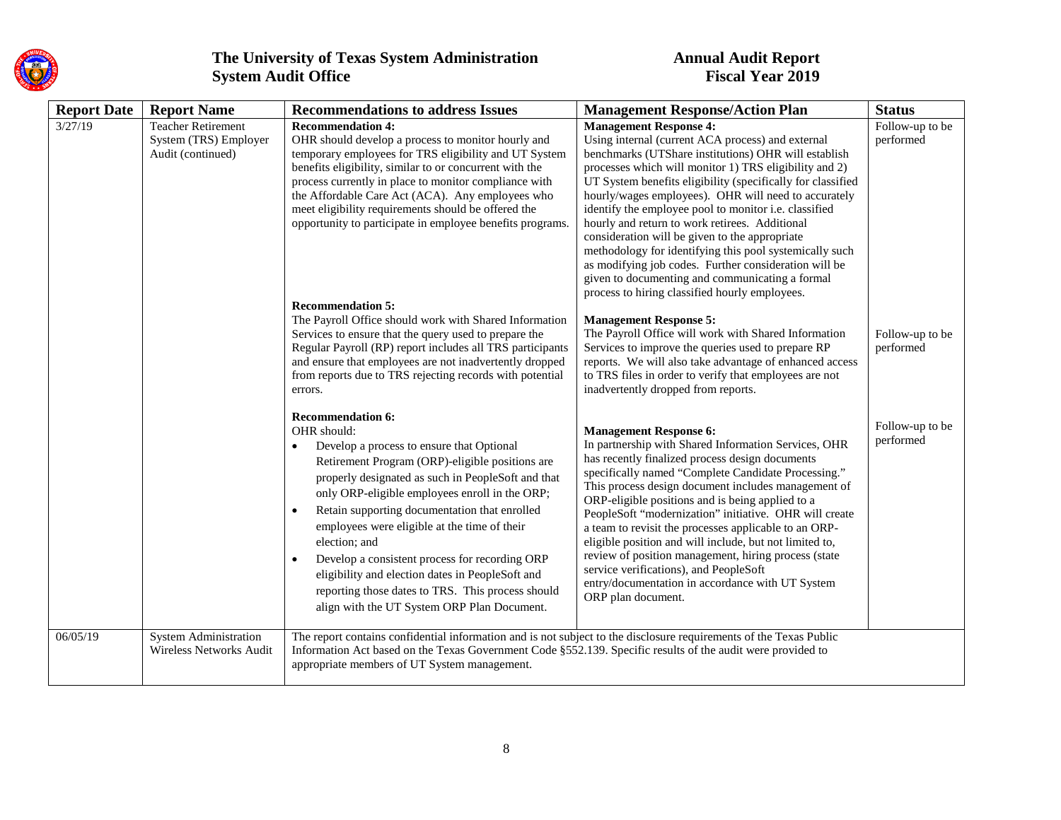| Report Date | Report Name | Recommendations to address Issues | Management Response/Action Plan | Status |
|---|---|---|---|---|
| 3/27/19 | Teacher Retirement System (TRS) Employer Audit (continued) | **Recommendation 4:** OHR should develop a process to monitor hourly and temporary employees for TRS eligibility and UT System benefits eligibility, similar to or concurrent with the process currently in place to monitor compliance with the Affordable Care Act (ACA). Any employees who meet eligibility requirements should be offered the opportunity to participate in employee benefits programs. | **Management Response 4:** Using internal (current ACA process) and external benchmarks (UTShare institutions) OHR will establish processes which will monitor 1) TRS eligibility and 2) UT System benefits eligibility (specifically for classified hourly/wages employees). OHR will need to accurately identify the employee pool to monitor i.e. classified hourly and return to work retirees. Additional consideration will be given to the appropriate methodology for identifying this pool systemically such as modifying job codes. Further consideration will be given to documenting and communicating a formal process to hiring classified hourly employees. | Follow-up to be performed |
| | | **Recommendation 5:** The Payroll Office should work with Shared Information Services to ensure that the query used to prepare the Regular Payroll (RP) report includes all TRS participants and ensure that employees are not inadvertently dropped from reports due to TRS rejecting records with potential errors. | **Management Response 5:** The Payroll Office will work with Shared Information Services to improve the queries used to prepare RP reports. We will also take advantage of enhanced access to TRS files in order to verify that employees are not inadvertently dropped from reports. | Follow-up to be performed |
| | | **Recommendation 6:** OHR should: <br>• Develop a process to ensure that Optional Retirement Program (ORP)-eligible positions are properly designated as such in PeopleSoft and that only ORP-eligible employees enroll in the ORP; <br>• Retain supporting documentation that enrolled employees were eligible at the time of their election; and <br>• Develop a consistent process for recording ORP eligibility and election dates in PeopleSoft and reporting those dates to TRS. This process should align with the UT System ORP Plan Document. | **Management Response 6:** In partnership with Shared Information Services, OHR has recently finalized process design documents specifically named "Complete Candidate Processing." This process design document includes management of ORP-eligible positions and is being applied to a PeopleSoft "modernization" initiative. OHR will create a team to revisit the processes applicable to an ORP-eligible position and will include, but not limited to, review of position management, hiring process (state service verifications), and PeopleSoft entry/documentation in accordance with UT System ORP plan document. | Follow-up to be performed |
| 06/05/19 | System Administration Wireless Networks Audit | The report contains confidential information and is not subject to the disclosure requirements of the Texas Public Information Act based on the Texas Government Code §552.139. Specific results of the audit were provided to appropriate members of UT System management. | | |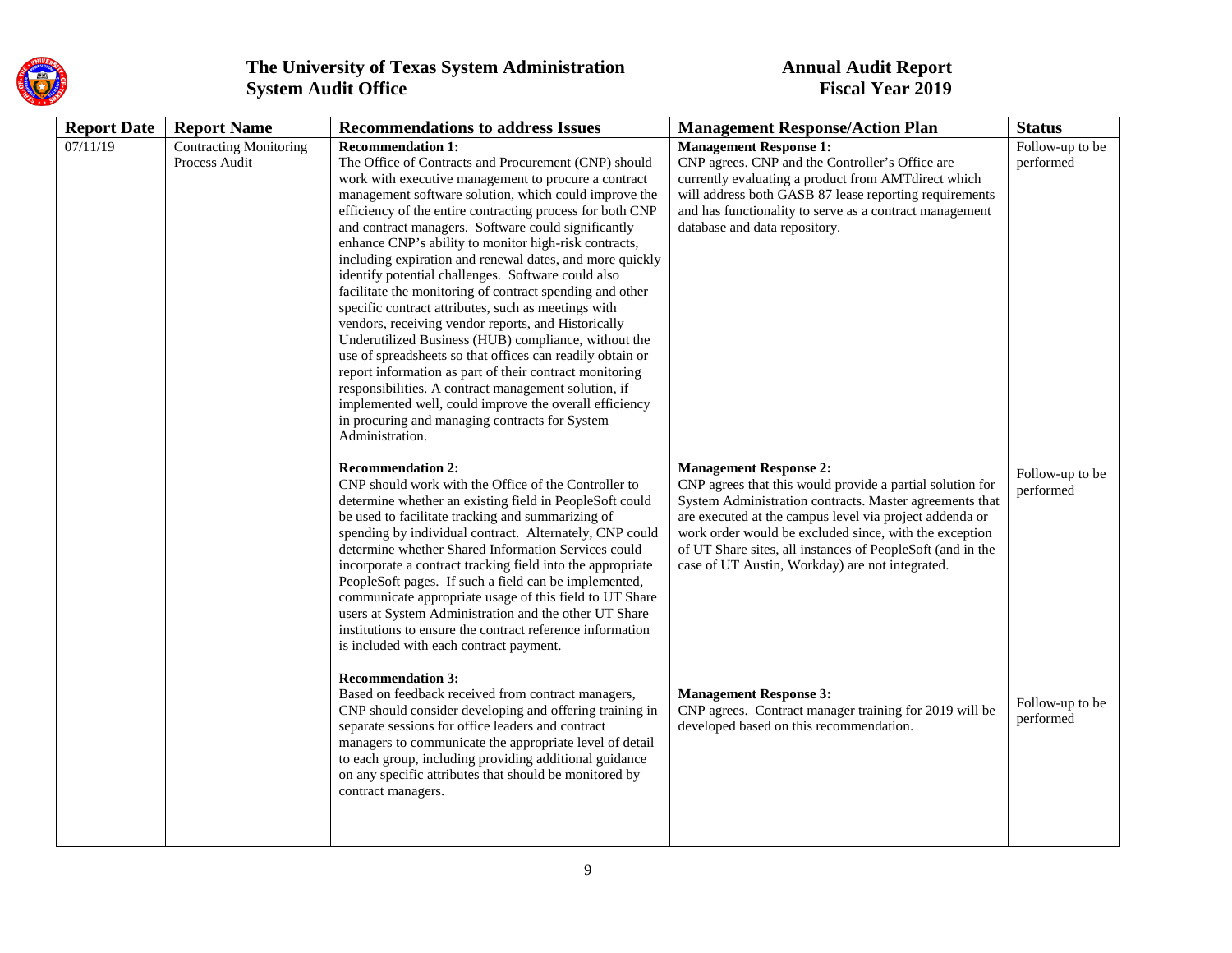| Report Date | Report Name | Recommendations to address Issues | Management Response/Action Plan | Status |
|---|---|---|---|---|
| 07/11/19 | Contracting Monitoring Process Audit | **Recommendation 1:** The Office of Contracts and Procurement (CNP) should work with executive management to procure a contract management software solution, which could improve the efficiency of the entire contracting process for both CNP and contract managers. Software could significantly enhance CNP's ability to monitor high-risk contracts, including expiration and renewal dates, and more quickly identify potential challenges. Software could also facilitate the monitoring of contract spending and other specific contract attributes, such as meetings with vendors, receiving vendor reports, and Historically Underutilized Business (HUB) compliance, without the use of spreadsheets so that offices can readily obtain or report information as part of their contract monitoring responsibilities. A contract management solution, if implemented well, could improve the overall efficiency in procuring and managing contracts for System Administration. | **Management Response 1:** CNP agrees. CNP and the Controller's Office are currently evaluating a product from AMTdirect which will address both GASB 87 lease reporting requirements and has functionality to serve as a contract management database and data repository. | Follow-up to be performed |
| | | **Recommendation 2:** CNP should work with the Office of the Controller to determine whether an existing field in PeopleSoft could be used to facilitate tracking and summarizing of spending by individual contract. Alternately, CNP could determine whether Shared Information Services could incorporate a contract tracking field into the appropriate PeopleSoft pages. If such a field can be implemented, communicate appropriate usage of this field to UT Share users at System Administration and the other UT Share institutions to ensure the contract reference information is included with each contract payment. | **Management Response 2:** CNP agrees that this would provide a partial solution for System Administration contracts. Master agreements that are executed at the campus level via project addenda or work order would be excluded since, with the exception of UT Share sites, all instances of PeopleSoft (and in the case of UT Austin, Workday) are not integrated. | Follow-up to be performed |
| | | **Recommendation 3:** Based on feedback received from contract managers, CNP should consider developing and offering training in separate sessions for office leaders and contract managers to communicate the appropriate level of detail to each group, including providing additional guidance on any specific attributes that should be monitored by contract managers. | **Management Response 3:** CNP agrees. Contract manager training for 2019 will be developed based on this recommendation. | Follow-up to be performed |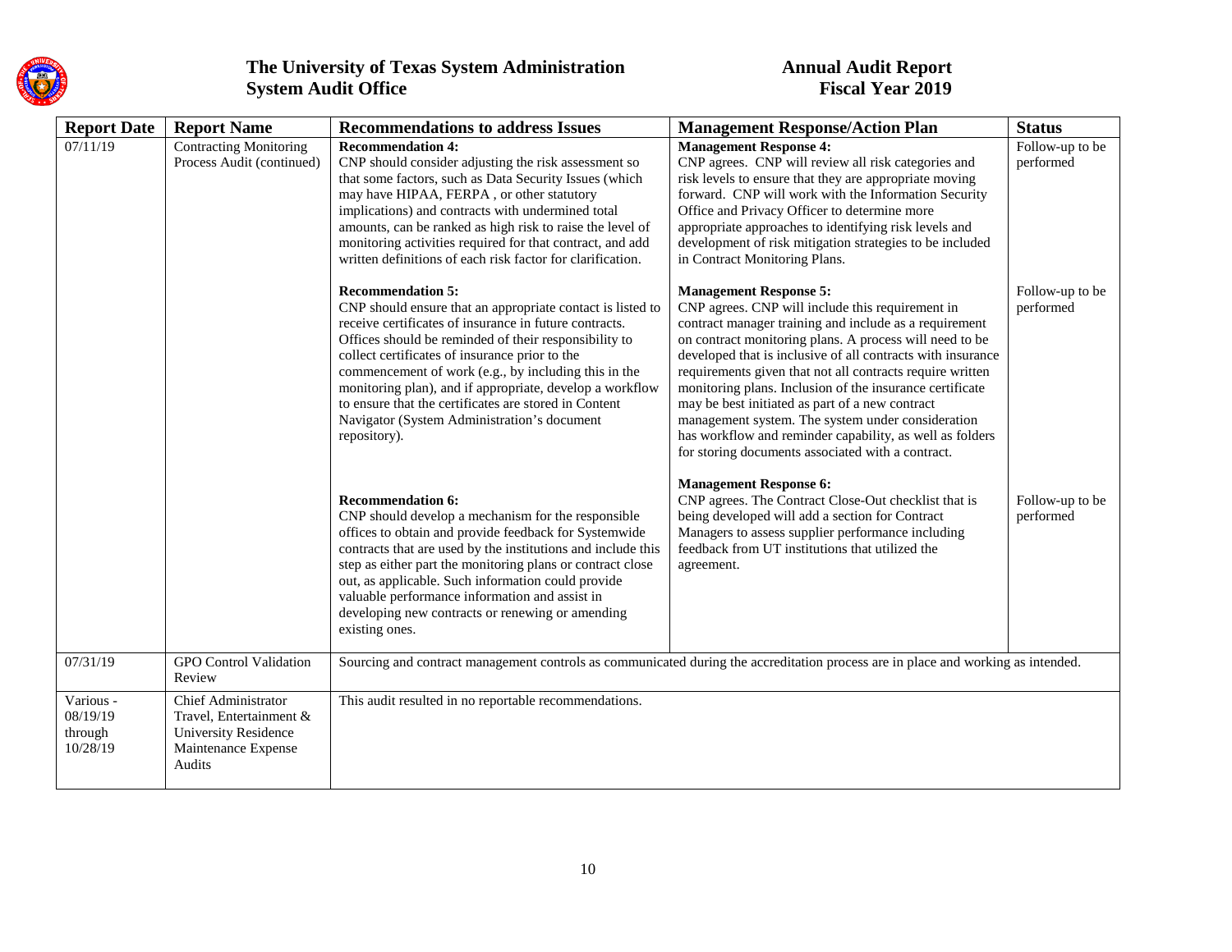| Report Date | Report Name | Recommendations to address Issues | Management Response/Action Plan | Status |
|---|---|---|---|---|
| 07/11/19 | Contracting Monitoring Process Audit (continued) | **Recommendation 4:** CNP should consider adjusting the risk assessment so that some factors, such as Data Security Issues (which may have HIPAA, FERPA , or other statutory implications) and contracts with undermined total amounts, can be ranked as high risk to raise the level of monitoring activities required for that contract, and add written definitions of each risk factor for clarification. | **Management Response 4:** CNP agrees. CNP will review all risk categories and risk levels to ensure that they are appropriate moving forward. CNP will work with the Information Security Office and Privacy Officer to determine more appropriate approaches to identifying risk levels and development of risk mitigation strategies to be included in Contract Monitoring Plans. | Follow-up to be performed |
| | | **Recommendation 5:** CNP should ensure that an appropriate contact is listed to receive certificates of insurance in future contracts. Offices should be reminded of their responsibility to collect certificates of insurance prior to the commencement of work (e.g., by including this in the monitoring plan), and if appropriate, develop a workflow to ensure that the certificates are stored in Content Navigator (System Administration's document repository). | **Management Response 5:** CNP agrees. CNP will include this requirement in contract manager training and include as a requirement on contract monitoring plans. A process will need to be developed that is inclusive of all contracts with insurance requirements given that not all contracts require written monitoring plans. Inclusion of the insurance certificate may be best initiated as part of a new contract management system. The system under consideration has workflow and reminder capability, as well as folders for storing documents associated with a contract. | Follow-up to be performed |
| | | **Recommendation 6:** CNP should develop a mechanism for the responsible offices to obtain and provide feedback for Systemwide contracts that are used by the institutions and include this step as either part the monitoring plans or contract close out, as applicable. Such information could provide valuable performance information and assist in developing new contracts or renewing or amending existing ones. | **Management Response 6:** CNP agrees. The Contract Close-Out checklist that is being developed will add a section for Contract Managers to assess supplier performance including feedback from UT institutions that utilized the agreement. | Follow-up to be performed |
| 07/31/19 | GPO Control Validation Review | Sourcing and contract management controls as communicated during the accreditation process are in place and working as intended. | | |
| Various - 08/19/19 through 10/28/19 | Chief Administrator Travel, Entertainment & University Residence Maintenance Expense Audits | This audit resulted in no reportable recommendations. | | |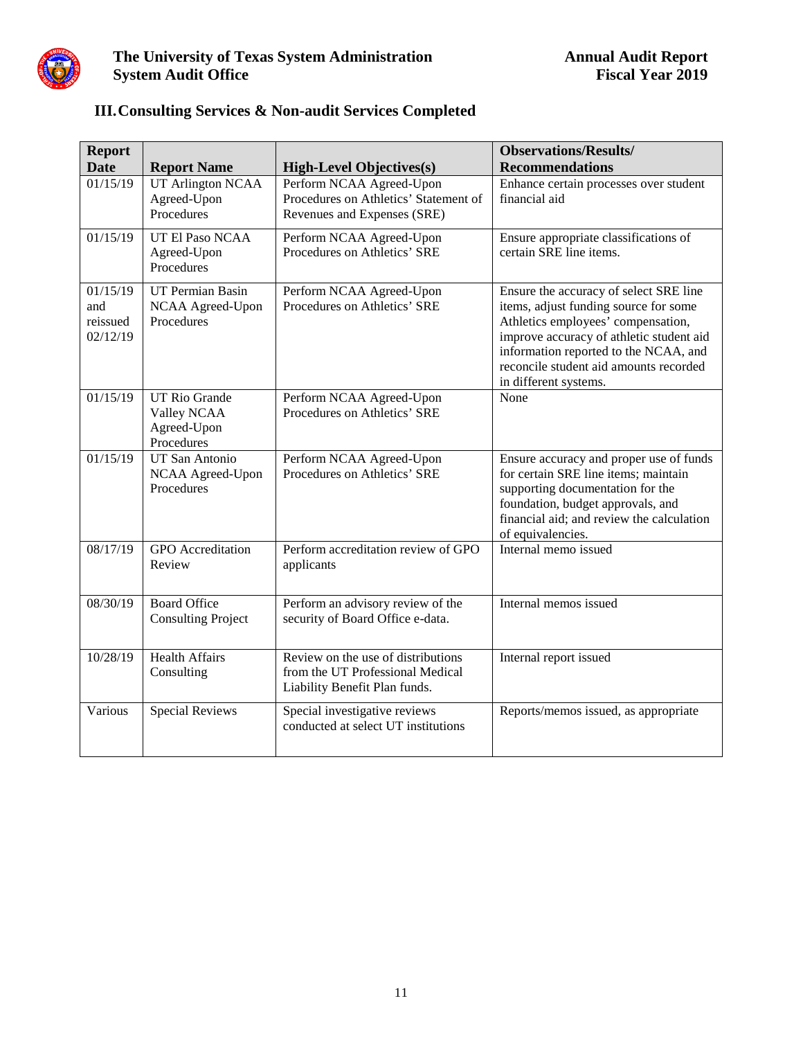## III. Consulting Services & Non-audit Services Completed

| Report Date | Report Name | High-Level Objectives(s) | Observations/Results/ Recommendations |
|---|---|---|---|
| 01/15/19 | UT Arlington NCAA Agreed-Upon Procedures | Perform NCAA Agreed-Upon Procedures on Athletics' Statement of Revenues and Expenses (SRE) | Enhance certain processes over student financial aid |
| 01/15/19 | UT El Paso NCAA Agreed-Upon Procedures | Perform NCAA Agreed-Upon Procedures on Athletics' SRE | Ensure appropriate classifications of certain SRE line items. |
| 01/15/19 and reissued 02/12/19 | UT Permian Basin NCAA Agreed-Upon Procedures | Perform NCAA Agreed-Upon Procedures on Athletics' SRE | Ensure the accuracy of select SRE line items, adjust funding source for some Athletics employees' compensation, improve accuracy of athletic student aid information reported to the NCAA, and reconcile student aid amounts recorded in different systems. |
| 01/15/19 | UT Rio Grande Valley NCAA Agreed-Upon Procedures | Perform NCAA Agreed-Upon Procedures on Athletics' SRE | None |
| 01/15/19 | UT San Antonio NCAA Agreed-Upon Procedures | Perform NCAA Agreed-Upon Procedures on Athletics' SRE | Ensure accuracy and proper use of funds for certain SRE line items; maintain supporting documentation for the foundation, budget approvals, and financial aid; and review the calculation of equivalencies. |
| 08/17/19 | GPO Accreditation Review | Perform accreditation review of GPO applicants | Internal memo issued |
| 08/30/19 | Board Office Consulting Project | Perform an advisory review of the security of Board Office e-data. | Internal memos issued |
| 10/28/19 | Health Affairs Consulting | Review on the use of distributions from the UT Professional Medical Liability Benefit Plan funds. | Internal report issued |
| Various | Special Reviews | Special investigative reviews conducted at select UT institutions | Reports/memos issued, as appropriate |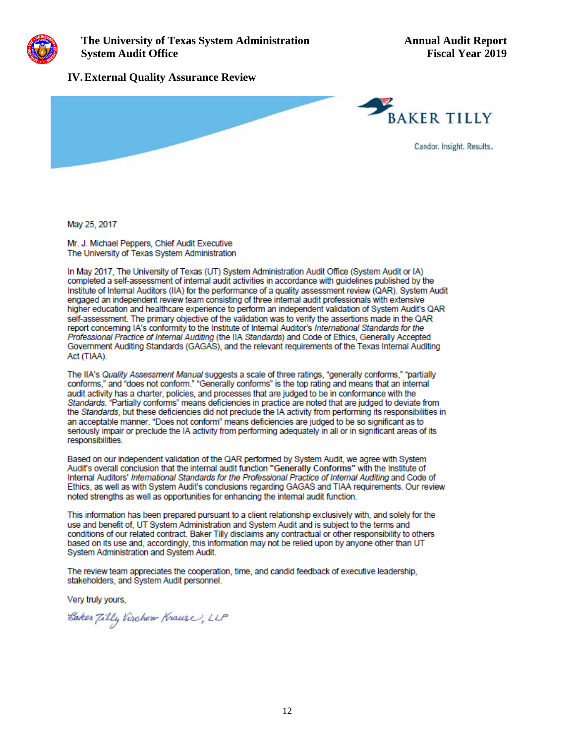## IV. External Quality Assurance Review

BAKER TILLY

Candor. Insight. Results.

May 25, 2017

Mr. J. Michael Peppers, Chief Audit Executive
The University of Texas System Administration

In May 2017, The University of Texas (UT) System Administration Audit Office (System Audit or IA) completed a self-assessment of internal audit activities in accordance with guidelines published by the Institute of Internal Auditors (IIA) for the performance of a quality assessment review (QAR). System Audit engaged an independent review team consisting of three internal audit professionals with extensive higher education and healthcare experience to perform an independent validation of System Audit's QAR self-assessment. The primary objective of the validation was to verify the assertions made in the QAR report concerning IA's conformity to the Institute of Internal Auditor's *International Standards for the Professional Practice of Internal Auditing* (the IIA *Standards*) and Code of Ethics, Generally Accepted Government Auditing Standards (GAGAS), and the relevant requirements of the Texas Internal Auditing Act (TIAA).

The IIA's *Quality Assessment Manual* suggests a scale of three ratings, "generally conforms," "partially conforms," and "does not conform." "Generally conforms" is the top rating and means that an internal audit activity has a charter, policies, and processes that are judged to be in conformance with the *Standards*. "Partially conforms" means deficiencies in practice are noted that are judged to deviate from the *Standards*, but these deficiencies did not preclude the IA activity from performing its responsibilities in an acceptable manner. "Does not conform" means deficiencies are judged to be so significant as to seriously impair or preclude the IA activity from performing adequately in all or in significant areas of its responsibilities.

Based on our independent validation of the QAR performed by System Audit, we agree with System Audit's overall conclusion that the internal audit function **"Generally Conforms"** with the Institute of Internal Auditors' *International Standards for the Professional Practice of Internal Auditing* and Code of Ethics, as well as with System Audit's conclusions regarding GAGAS and TIAA requirements. Our review noted strengths as well as opportunities for enhancing the internal audit function.

This information has been prepared pursuant to a client relationship exclusively with, and solely for the use and benefit of, UT System Administration and System Audit and is subject to the terms and conditions of our related contract. Baker Tilly disclaims any contractual or other responsibility to others based on its use and, accordingly, this information may not be relied upon by anyone other than UT System Administration and System Audit.

The review team appreciates the cooperation, time, and candid feedback of executive leadership, stakeholders, and System Audit personnel.

Very truly yours,

*Baker Tilly Virchow Krause, LLP*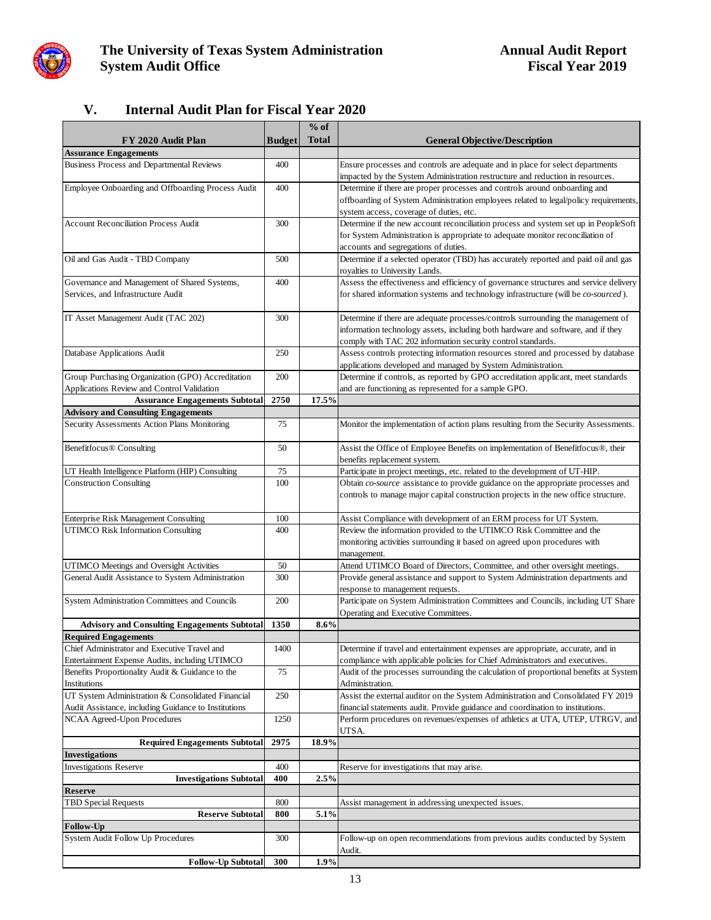## V. Internal Audit Plan for Fiscal Year 2020

| FY 2020 Audit Plan | Budget | % of Total | General Objective/Description |
|---|---|---|---|
| **Assurance Engagements** | | | |
| Business Process and Departmental Reviews | 400 | | Ensure processes and controls are adequate and in place for select departments impacted by the System Administration restructure and reduction in resources. |
| Employee Onboarding and Offboarding Process Audit | 400 | | Determine if there are proper processes and controls around onboarding and offboarding of System Administration employees related to legal/policy requirements, system access, coverage of duties, etc. |
| Account Reconciliation Process Audit | 300 | | Determine if the new account reconciliation process and system set up in PeopleSoft for System Administration is appropriate to adequate monitor reconciliation of accounts and segregations of duties. |
| Oil and Gas Audit - TBD Company | 500 | | Determine if a selected operator (TBD) has accurately reported and paid oil and gas royalties to University Lands. |
| Governance and Management of Shared Systems, Services, and Infrastructure Audit | 400 | | Assess the effectiveness and efficiency of governance structures and service delivery for shared information systems and technology infrastructure (will be *co-sourced*). |
| IT Asset Management Audit (TAC 202) | 300 | | Determine if there are adequate processes/controls surrounding the management of information technology assets, including both hardware and software, and if they comply with TAC 202 information security control standards. |
| Database Applications Audit | 250 | | Assess controls protecting information resources stored and processed by database applications developed and managed by System Administration. |
| Group Purchasing Organization (GPO) Accreditation Applications Review and Control Validation | 200 | | Determine if controls, as reported by GPO accreditation applicant, meet standards and are functioning as represented for a sample GPO. |
| **Assurance Engagements Subtotal** | **2750** | **17.5%** | |
| **Advisory and Consulting Engagements** | | | |
| Security Assessments Action Plans Monitoring | 75 | | Monitor the implementation of action plans resulting from the Security Assessments. |
| Benefitfocus® Consulting | 50 | | Assist the Office of Employee Benefits on implementation of Benefitfocus®, their benefits replacement system. |
| UT Health Intelligence Platform (HIP) Consulting | 75 | | Participate in project meetings, etc. related to the development of UT-HIP. |
| Construction Consulting | 100 | | Obtain *co-source* assistance to provide guidance on the appropriate processes and controls to manage major capital construction projects in the new office structure. |
| Enterprise Risk Management Consulting | 100 | | Assist Compliance with development of an ERM process for UT System. |
| UTIMCO Risk Information Consulting | 400 | | Review the information provided to the UTIMCO Risk Committee and the monitoring activities surrounding it based on agreed upon procedures with management. |
| UTIMCO Meetings and Oversight Activities | 50 | | Attend UTIMCO Board of Directors, Committee, and other oversight meetings. |
| General Audit Assistance to System Administration | 300 | | Provide general assistance and support to System Administration departments and response to management requests. |
| System Administration Committees and Councils | 200 | | Participate on System Administration Committees and Councils, including UT Share Operating and Executive Committees. |
| **Advisory and Consulting Engagements Subtotal** | **1350** | **8.6%** | |
| **Required Engagements** | | | |
| Chief Administrator and Executive Travel and Entertainment Expense Audits, including UTIMCO | 1400 | | Determine if travel and entertainment expenses are appropriate, accurate, and in compliance with applicable policies for Chief Administrators and executives. |
| Benefits Proportionality Audit & Guidance to the Institutions | 75 | | Audit of the processes surrounding the calculation of proportional benefits at System Administration. |
| UT System Administration & Consolidated Financial Audit Assistance, including Guidance to Institutions | 250 | | Assist the external auditor on the System Administration and Consolidated FY 2019 financial statements audit. Provide guidance and coordination to institutions. |
| NCAA Agreed-Upon Procedures | 1250 | | Perform procedures on revenues/expenses of athletics at UTA, UTEP, UTRGV, and UTSA. |
| **Required Engagements Subtotal** | **2975** | **18.9%** | |
| **Investigations** | | | |
| Investigations Reserve | 400 | | Reserve for investigations that may arise. |
| **Investigations Subtotal** | **400** | **2.5%** | |
| **Reserve** | | | |
| TBD Special Requests | 800 | | Assist management in addressing unexpected issues. |
| **Reserve Subtotal** | **800** | **5.1%** | |
| **Follow-Up** | | | |
| System Audit Follow Up Procedures | 300 | | Follow-up on open recommendations from previous audits conducted by System Audit. |
| **Follow-Up Subtotal** | **300** | **1.9%** | |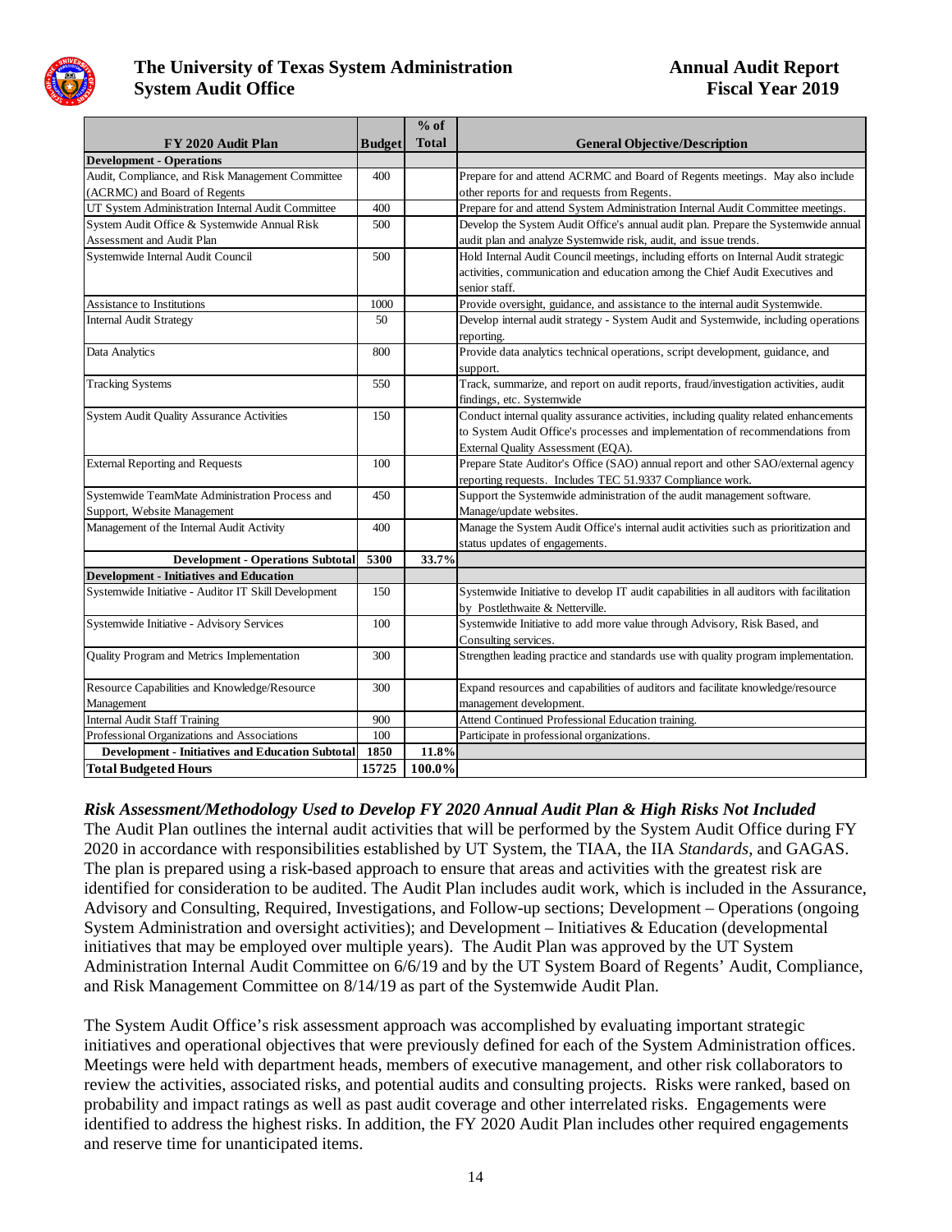| FY 2020 Audit Plan | Budget | % of Total | General Objective/Description |
|---|---|---|---|
| **Development - Operations** | | | |
| Audit, Compliance, and Risk Management Committee (ACRMC) and Board of Regents | 400 | | Prepare for and attend ACRMC and Board of Regents meetings. May also include other reports for and requests from Regents. |
| UT System Administration Internal Audit Committee | 400 | | Prepare for and attend System Administration Internal Audit Committee meetings. |
| System Audit Office & Systemwide Annual Risk Assessment and Audit Plan | 500 | | Develop the System Audit Office's annual audit plan. Prepare the Systemwide annual audit plan and analyze Systemwide risk, audit, and issue trends. |
| Systemwide Internal Audit Council | 500 | | Hold Internal Audit Council meetings, including efforts on Internal Audit strategic activities, communication and education among the Chief Audit Executives and senior staff. |
| Assistance to Institutions | 1000 | | Provide oversight, guidance, and assistance to the internal audit Systemwide. |
| Internal Audit Strategy | 50 | | Develop internal audit strategy - System Audit and Systemwide, including operations reporting. |
| Data Analytics | 800 | | Provide data analytics technical operations, script development, guidance, and support. |
| Tracking Systems | 550 | | Track, summarize, and report on audit reports, fraud/investigation activities, audit findings, etc. Systemwide |
| System Audit Quality Assurance Activities | 150 | | Conduct internal quality assurance activities, including quality related enhancements to System Audit Office's processes and implementation of recommendations from External Quality Assessment (EQA). |
| External Reporting and Requests | 100 | | Prepare State Auditor's Office (SAO) annual report and other SAO/external agency reporting requests. Includes TEC 51.9337 Compliance work. |
| Systemwide TeamMate Administration Process and Support, Website Management | 450 | | Support the Systemwide administration of the audit management software. Manage/update websites. |
| Management of the Internal Audit Activity | 400 | | Manage the System Audit Office's internal audit activities such as prioritization and status updates of engagements. |
| **Development - Operations Subtotal** | **5300** | **33.7%** | |
| **Development - Initiatives and Education** | | | |
| Systemwide Initiative - Auditor IT Skill Development | 150 | | Systemwide Initiative to develop IT audit capabilities in all auditors with facilitation by Postlethwaite & Netterville. |
| Systemwide Initiative - Advisory Services | 100 | | Systemwide Initiative to add more value through Advisory, Risk Based, and Consulting services. |
| Quality Program and Metrics Implementation | 300 | | Strengthen leading practice and standards use with quality program implementation. |
| Resource Capabilities and Knowledge/Resource Management | 300 | | Expand resources and capabilities of auditors and facilitate knowledge/resource management development. |
| Internal Audit Staff Training | 900 | | Attend Continued Professional Education training. |
| Professional Organizations and Associations | 100 | | Participate in professional organizations. |
| **Development - Initiatives and Education Subtotal** | **1850** | **11.8%** | |
| **Total Budgeted Hours** | **15725** | **100.0%** | |

### *Risk Assessment/Methodology Used to Develop FY 2020 Annual Audit Plan & High Risks Not Included*

The Audit Plan outlines the internal audit activities that will be performed by the System Audit Office during FY 2020 in accordance with responsibilities established by UT System, the TIAA, the IIA *Standards*, and GAGAS. The plan is prepared using a risk-based approach to ensure that areas and activities with the greatest risk are identified for consideration to be audited. The Audit Plan includes audit work, which is included in the Assurance, Advisory and Consulting, Required, Investigations, and Follow-up sections; Development – Operations (ongoing System Administration and oversight activities); and Development – Initiatives & Education (developmental initiatives that may be employed over multiple years). The Audit Plan was approved by the UT System Administration Internal Audit Committee on 6/6/19 and by the UT System Board of Regents' Audit, Compliance, and Risk Management Committee on 8/14/19 as part of the Systemwide Audit Plan.

The System Audit Office's risk assessment approach was accomplished by evaluating important strategic initiatives and operational objectives that were previously defined for each of the System Administration offices. Meetings were held with department heads, members of executive management, and other risk collaborators to review the activities, associated risks, and potential audits and consulting projects. Risks were ranked, based on probability and impact ratings as well as past audit coverage and other interrelated risks. Engagements were identified to address the highest risks. In addition, the FY 2020 Audit Plan includes other required engagements and reserve time for unanticipated items.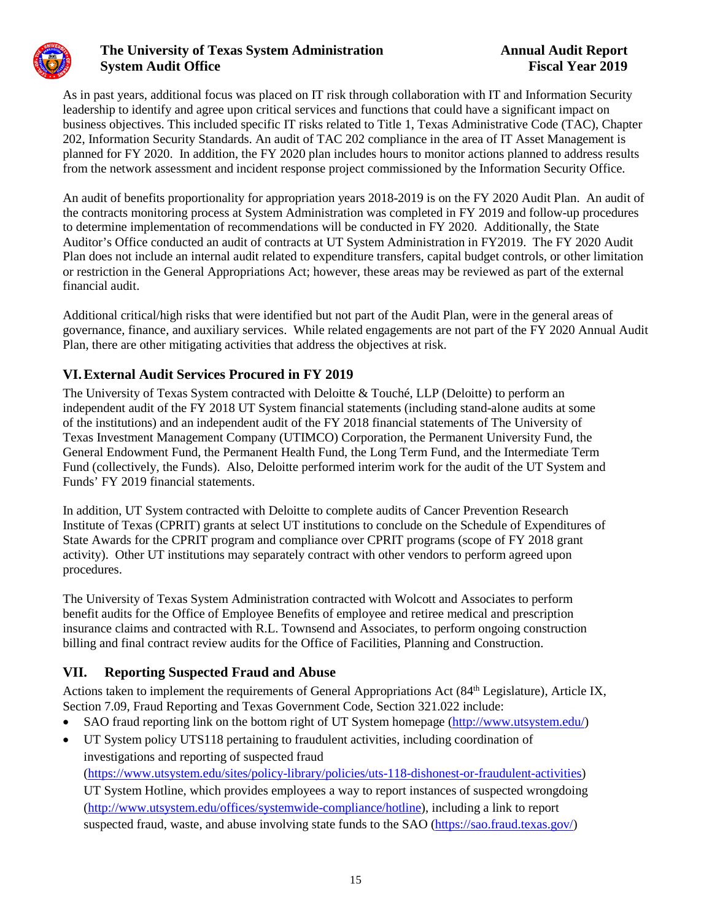As in past years, additional focus was placed on IT risk through collaboration with IT and Information Security leadership to identify and agree upon critical services and functions that could have a significant impact on business objectives. This included specific IT risks related to Title 1, Texas Administrative Code (TAC), Chapter 202, Information Security Standards. An audit of TAC 202 compliance in the area of IT Asset Management is planned for FY 2020. In addition, the FY 2020 plan includes hours to monitor actions planned to address results from the network assessment and incident response project commissioned by the Information Security Office.

An audit of benefits proportionality for appropriation years 2018-2019 is on the FY 2020 Audit Plan. An audit of the contracts monitoring process at System Administration was completed in FY 2019 and follow-up procedures to determine implementation of recommendations will be conducted in FY 2020. Additionally, the State Auditor's Office conducted an audit of contracts at UT System Administration in FY2019. The FY 2020 Audit Plan does not include an internal audit related to expenditure transfers, capital budget controls, or other limitation or restriction in the General Appropriations Act; however, these areas may be reviewed as part of the external financial audit.

Additional critical/high risks that were identified but not part of the Audit Plan, were in the general areas of governance, finance, and auxiliary services. While related engagements are not part of the FY 2020 Annual Audit Plan, there are other mitigating activities that address the objectives at risk.

## VI. External Audit Services Procured in FY 2019

The University of Texas System contracted with Deloitte & Touché, LLP (Deloitte) to perform an independent audit of the FY 2018 UT System financial statements (including stand-alone audits at some of the institutions) and an independent audit of the FY 2018 financial statements of The University of Texas Investment Management Company (UTIMCO) Corporation, the Permanent University Fund, the General Endowment Fund, the Permanent Health Fund, the Long Term Fund, and the Intermediate Term Fund (collectively, the Funds). Also, Deloitte performed interim work for the audit of the UT System and Funds' FY 2019 financial statements.

In addition, UT System contracted with Deloitte to complete audits of Cancer Prevention Research Institute of Texas (CPRIT) grants at select UT institutions to conclude on the Schedule of Expenditures of State Awards for the CPRIT program and compliance over CPRIT programs (scope of FY 2018 grant activity). Other UT institutions may separately contract with other vendors to perform agreed upon procedures.

The University of Texas System Administration contracted with Wolcott and Associates to perform benefit audits for the Office of Employee Benefits of employee and retiree medical and prescription insurance claims and contracted with R.L. Townsend and Associates, to perform ongoing construction billing and final contract review audits for the Office of Facilities, Planning and Construction.

## VII. Reporting Suspected Fraud and Abuse

Actions taken to implement the requirements of General Appropriations Act (84th Legislature), Article IX, Section 7.09, Fraud Reporting and Texas Government Code, Section 321.022 include:

- SAO fraud reporting link on the bottom right of UT System homepage (http://www.utsystem.edu/)
- UT System policy UTS118 pertaining to fraudulent activities, including coordination of investigations and reporting of suspected fraud (https://www.utsystem.edu/sites/policy-library/policies/uts-118-dishonest-or-fraudulent-activities)
  UT System Hotline, which provides employees a way to report instances of suspected wrongdoing (http://www.utsystem.edu/offices/systemwide-compliance/hotline), including a link to report suspected fraud, waste, and abuse involving state funds to the SAO (https://sao.fraud.texas.gov/)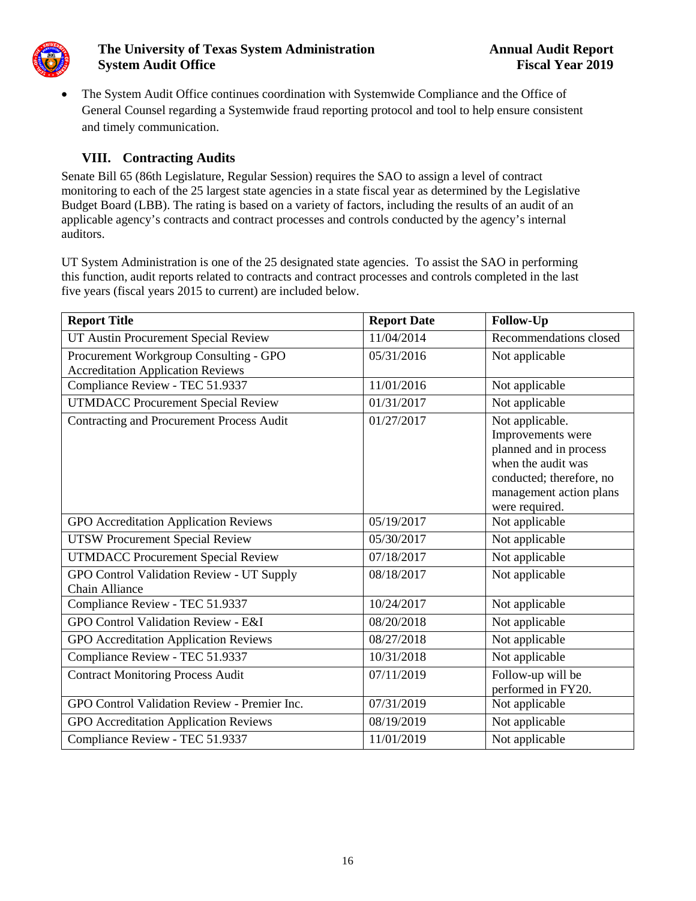- The System Audit Office continues coordination with Systemwide Compliance and the Office of General Counsel regarding a Systemwide fraud reporting protocol and tool to help ensure consistent and timely communication.

## VIII. Contracting Audits

Senate Bill 65 (86th Legislature, Regular Session) requires the SAO to assign a level of contract monitoring to each of the 25 largest state agencies in a state fiscal year as determined by the Legislative Budget Board (LBB). The rating is based on a variety of factors, including the results of an audit of an applicable agency's contracts and contract processes and controls conducted by the agency's internal auditors.

UT System Administration is one of the 25 designated state agencies. To assist the SAO in performing this function, audit reports related to contracts and contract processes and controls completed in the last five years (fiscal years 2015 to current) are included below.

| Report Title | Report Date | Follow-Up |
|---|---|---|
| UT Austin Procurement Special Review | 11/04/2014 | Recommendations closed |
| Procurement Workgroup Consulting - GPO Accreditation Application Reviews | 05/31/2016 | Not applicable |
| Compliance Review - TEC 51.9337 | 11/01/2016 | Not applicable |
| UTMDACC Procurement Special Review | 01/31/2017 | Not applicable |
| Contracting and Procurement Process Audit | 01/27/2017 | Not applicable. Improvements were planned and in process when the audit was conducted; therefore, no management action plans were required. |
| GPO Accreditation Application Reviews | 05/19/2017 | Not applicable |
| UTSW Procurement Special Review | 05/30/2017 | Not applicable |
| UTMDACC Procurement Special Review | 07/18/2017 | Not applicable |
| GPO Control Validation Review - UT Supply Chain Alliance | 08/18/2017 | Not applicable |
| Compliance Review - TEC 51.9337 | 10/24/2017 | Not applicable |
| GPO Control Validation Review - E&I | 08/20/2018 | Not applicable |
| GPO Accreditation Application Reviews | 08/27/2018 | Not applicable |
| Compliance Review - TEC 51.9337 | 10/31/2018 | Not applicable |
| Contract Monitoring Process Audit | 07/11/2019 | Follow-up will be performed in FY20. |
| GPO Control Validation Review - Premier Inc. | 07/31/2019 | Not applicable |
| GPO Accreditation Application Reviews | 08/19/2019 | Not applicable |
| Compliance Review - TEC 51.9337 | 11/01/2019 | Not applicable |